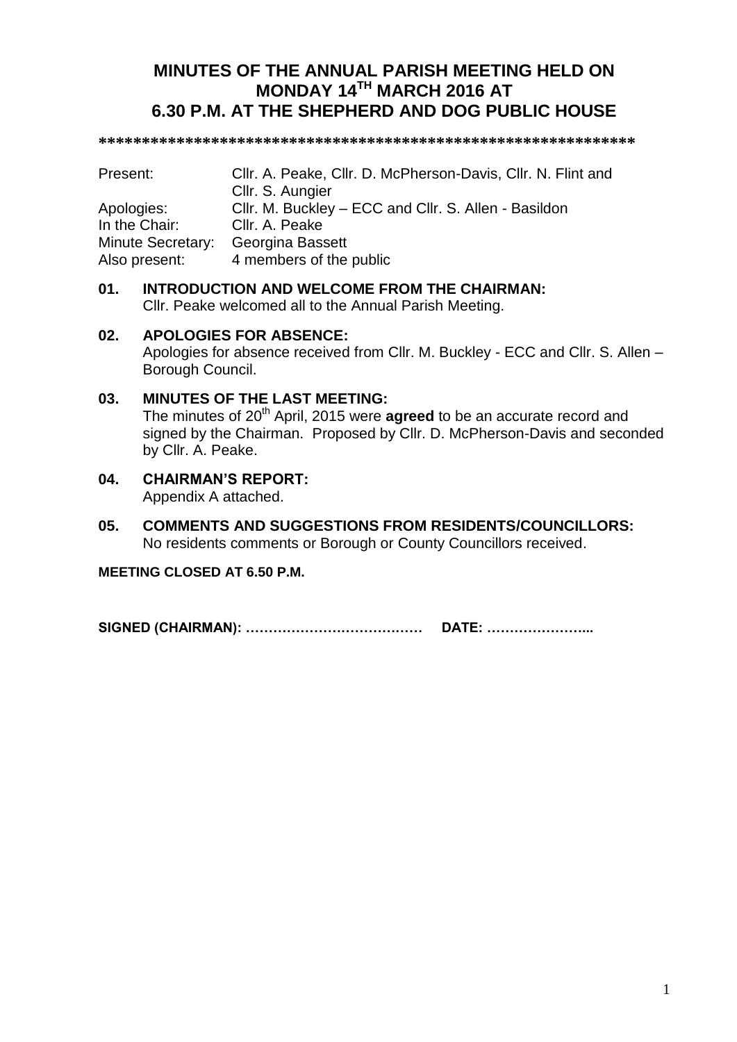# MINUTES OF THE ANNUAL PARISH MEETING HELD ON MONDAY 14TH MARCH 2016 AT 6.30 P.M. AT THE SHEPHERD AND DOG PUBLIC HOUSE

**************************************************************

| | |
|---|---|
| Present: | Cllr. A. Peake, Cllr. D. McPherson-Davis, Cllr. N. Flint and Cllr. S. Aungier |
| Apologies: | Cllr. M. Buckley – ECC and Cllr. S. Allen - Basildon |
| In the Chair: | Cllr. A. Peake |
| Minute Secretary: | Georgina Bassett |
| Also present: | 4 members of the public |

**01. INTRODUCTION AND WELCOME FROM THE CHAIRMAN:**
Cllr. Peake welcomed all to the Annual Parish Meeting.

**02. APOLOGIES FOR ABSENCE:**
Apologies for absence received from Cllr. M. Buckley - ECC and Cllr. S. Allen – Borough Council.

**03. MINUTES OF THE LAST MEETING:**
The minutes of 20th April, 2015 were **agreed** to be an accurate record and signed by the Chairman. Proposed by Cllr. D. McPherson-Davis and seconded by Cllr. A. Peake.

**04. CHAIRMAN'S REPORT:**
Appendix A attached.

**05. COMMENTS AND SUGGESTIONS FROM RESIDENTS/COUNCILLORS:**
No residents comments or Borough or County Councillors received.

**MEETING CLOSED AT 6.50 P.M.**

**SIGNED (CHAIRMAN): ………………………………… DATE: …………………..**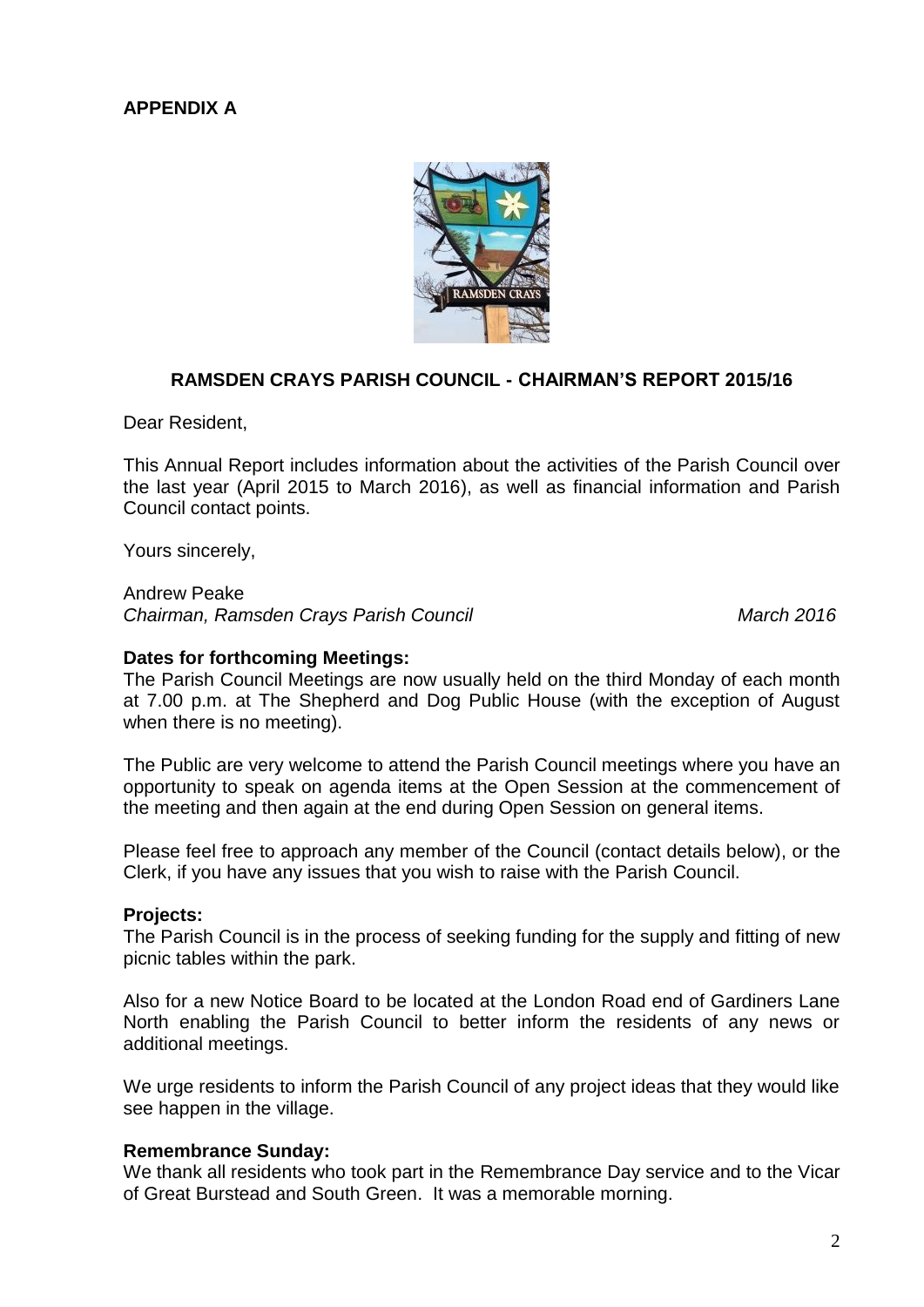**APPENDIX A**

## RAMSDEN CRAYS PARISH COUNCIL - CHAIRMAN'S REPORT 2015/16

Dear Resident,

This Annual Report includes information about the activities of the Parish Council over the last year (April 2015 to March 2016), as well as financial information and Parish Council contact points.

Yours sincerely,

Andrew Peake
*Chairman, Ramsden Crays Parish Council* *March 2016*

**Dates for forthcoming Meetings:**
The Parish Council Meetings are now usually held on the third Monday of each month at 7.00 p.m. at The Shepherd and Dog Public House (with the exception of August when there is no meeting).

The Public are very welcome to attend the Parish Council meetings where you have an opportunity to speak on agenda items at the Open Session at the commencement of the meeting and then again at the end during Open Session on general items.

Please feel free to approach any member of the Council (contact details below), or the Clerk, if you have any issues that you wish to raise with the Parish Council.

**Projects:**
The Parish Council is in the process of seeking funding for the supply and fitting of new picnic tables within the park.

Also for a new Notice Board to be located at the London Road end of Gardiners Lane North enabling the Parish Council to better inform the residents of any news or additional meetings.

We urge residents to inform the Parish Council of any project ideas that they would like see happen in the village.

**Remembrance Sunday:**
We thank all residents who took part in the Remembrance Day service and to the Vicar of Great Burstead and South Green. It was a memorable morning.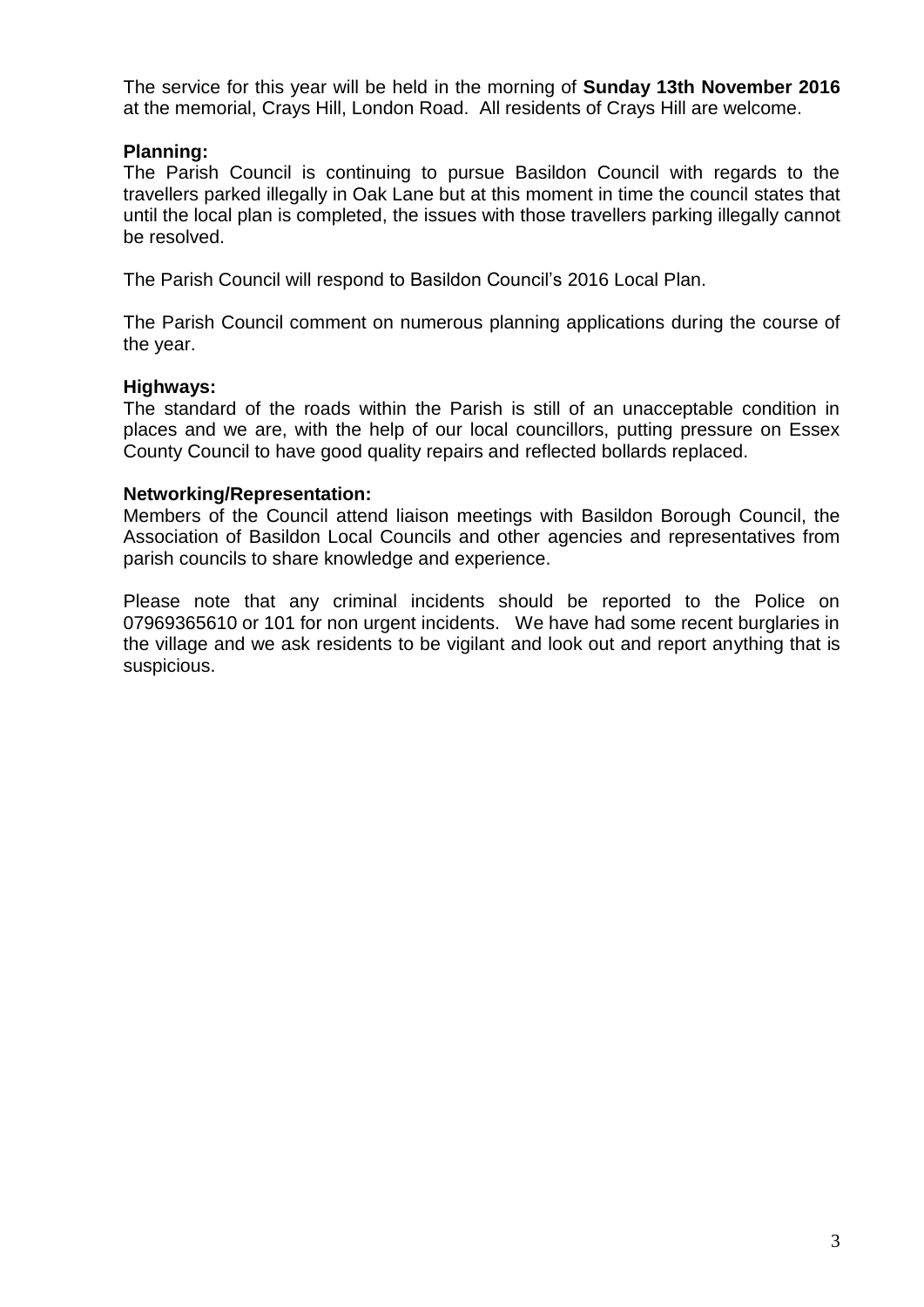The service for this year will be held in the morning of **Sunday 13th November 2016** at the memorial, Crays Hill, London Road. All residents of Crays Hill are welcome.

**Planning:**

The Parish Council is continuing to pursue Basildon Council with regards to the travellers parked illegally in Oak Lane but at this moment in time the council states that until the local plan is completed, the issues with those travellers parking illegally cannot be resolved.

The Parish Council will respond to Basildon Council's 2016 Local Plan.

The Parish Council comment on numerous planning applications during the course of the year.

**Highways:**

The standard of the roads within the Parish is still of an unacceptable condition in places and we are, with the help of our local councillors, putting pressure on Essex County Council to have good quality repairs and reflected bollards replaced.

**Networking/Representation:**

Members of the Council attend liaison meetings with Basildon Borough Council, the Association of Basildon Local Councils and other agencies and representatives from parish councils to share knowledge and experience.

Please note that any criminal incidents should be reported to the Police on 07969365610 or 101 for non urgent incidents. We have had some recent burglaries in the village and we ask residents to be vigilant and look out and report anything that is suspicious.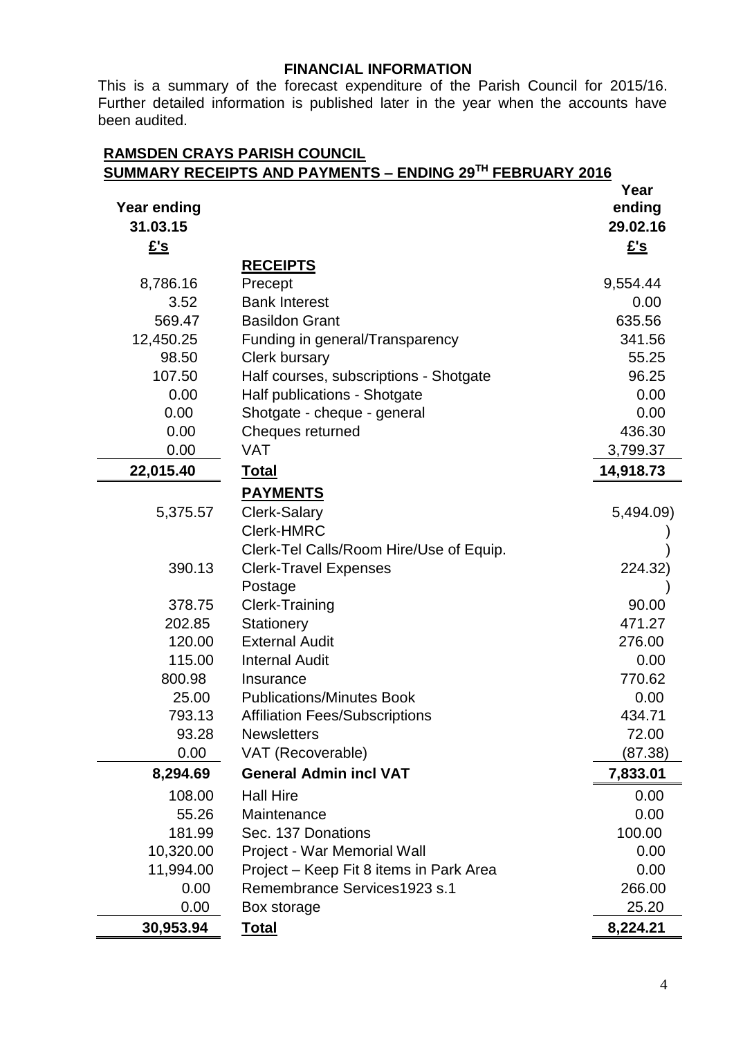## FINANCIAL INFORMATION

This is a summary of the forecast expenditure of the Parish Council for 2015/16. Further detailed information is published later in the year when the accounts have been audited.

### RAMSDEN CRAYS PARISH COUNCIL
### SUMMARY RECEIPTS AND PAYMENTS – ENDING 29TH FEBRUARY 2016

| Year ending 31.03.15 £'s | | Year ending 29.02.16 £'s |
|---|---|---|
| | **RECEIPTS** | |
| 8,786.16 | Precept | 9,554.44 |
| 3.52 | Bank Interest | 0.00 |
| 569.47 | Basildon Grant | 635.56 |
| 12,450.25 | Funding in general/Transparency | 341.56 |
| 98.50 | Clerk bursary | 55.25 |
| 107.50 | Half courses, subscriptions - Shotgate | 96.25 |
| 0.00 | Half publications - Shotgate | 0.00 |
| 0.00 | Shotgate - cheque - general | 0.00 |
| 0.00 | Cheques returned | 436.30 |
| 0.00 | VAT | 3,799.37 |
| **22,015.40** | **Total** | **14,918.73** |
| | **PAYMENTS** | |
| 5,375.57 | Clerk-Salary | 5,494.09) |
| | Clerk-HMRC | ) |
| | Clerk-Tel Calls/Room Hire/Use of Equip. | ) |
| 390.13 | Clerk-Travel Expenses | 224.32) |
| | Postage | ) |
| 378.75 | Clerk-Training | 90.00 |
| 202.85 | Stationery | 471.27 |
| 120.00 | External Audit | 276.00 |
| 115.00 | Internal Audit | 0.00 |
| 800.98 | Insurance | 770.62 |
| 25.00 | Publications/Minutes Book | 0.00 |
| 793.13 | Affiliation Fees/Subscriptions | 434.71 |
| 93.28 | Newsletters | 72.00 |
| 0.00 | VAT (Recoverable) | (87.38) |
| **8,294.69** | **General Admin incl VAT** | **7,833.01** |
| 108.00 | Hall Hire | 0.00 |
| 55.26 | Maintenance | 0.00 |
| 181.99 | Sec. 137 Donations | 100.00 |
| 10,320.00 | Project - War Memorial Wall | 0.00 |
| 11,994.00 | Project – Keep Fit 8 items in Park Area | 0.00 |
| 0.00 | Remembrance Services1923 s.1 | 266.00 |
| 0.00 | Box storage | 25.20 |
| **30,953.94** | **Total** | **8,224.21** |